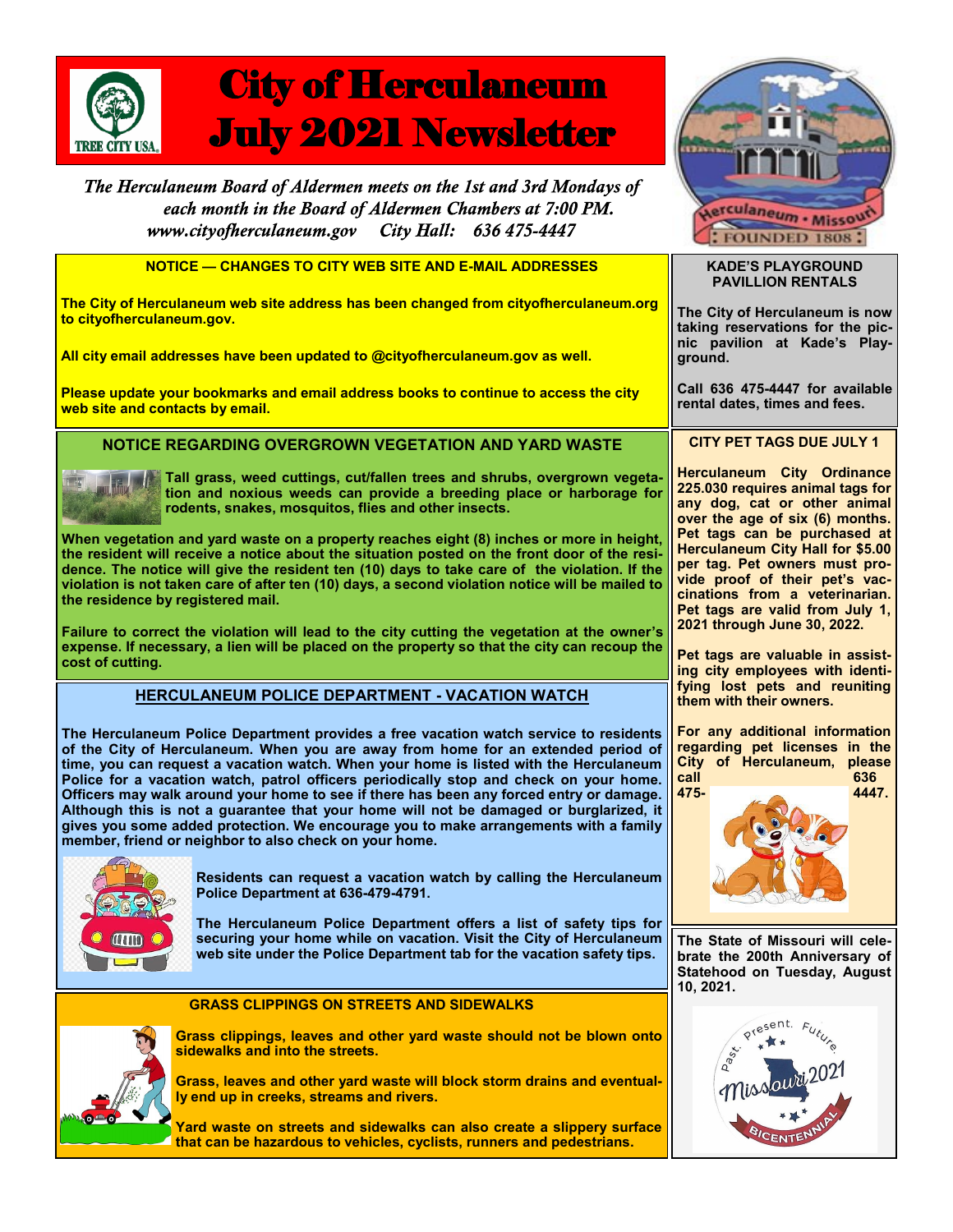# City of Herculaneum July 2021 Newsletter

*The Herculaneum Board of Aldermen meets on the 1st and 3rd Mondays of each month in the Board of Aldermen Chambers at 7:00 PM.*
*www.cityofherculaneum.gov City Hall: 636 475-4447*

## NOTICE — CHANGES TO CITY WEB SITE AND E-MAIL ADDRESSES

**The City of Herculaneum web site address has been changed from cityofherculaneum.org to cityofherculaneum.gov.**

**All city email addresses have been updated to @cityofherculaneum.gov as well.**

**Please update your bookmarks and email address books to continue to access the city web site and contacts by email.**

## NOTICE REGARDING OVERGROWN VEGETATION AND YARD WASTE

**Tall grass, weed cuttings, cut/fallen trees and shrubs, overgrown vegetation and noxious weeds can provide a breeding place or harborage for rodents, snakes, mosquitos, flies and other insects.**

**When vegetation and yard waste on a property reaches eight (8) inches or more in height, the resident will receive a notice about the situation posted on the front door of the residence. The notice will give the resident ten (10) days to take care of the violation. If the violation is not taken care of after ten (10) days, a second violation notice will be mailed to the residence by registered mail.**

**Failure to correct the violation will lead to the city cutting the vegetation at the owner's expense. If necessary, a lien will be placed on the property so that the city can recoup the cost of cutting.**

## HERCULANEUM POLICE DEPARTMENT - VACATION WATCH

**The Herculaneum Police Department provides a free vacation watch service to residents of the City of Herculaneum. When you are away from home for an extended period of time, you can request a vacation watch. When your home is listed with the Herculaneum Police for a vacation watch, patrol officers periodically stop and check on your home. Officers may walk around your home to see if there has been any forced entry or damage. Although this is not a guarantee that your home will not be damaged or burglarized, it gives you some added protection. We encourage you to make arrangements with a family member, friend or neighbor to also check on your home.**

**Residents can request a vacation watch by calling the Herculaneum Police Department at 636-479-4791.**

**The Herculaneum Police Department offers a list of safety tips for securing your home while on vacation. Visit the City of Herculaneum web site under the Police Department tab for the vacation safety tips.**

## GRASS CLIPPINGS ON STREETS AND SIDEWALKS

**Grass clippings, leaves and other yard waste should not be blown onto sidewalks and into the streets.**

**Grass, leaves and other yard waste will block storm drains and eventually end up in creeks, streams and rivers.**

**Yard waste on streets and sidewalks can also create a slippery surface that can be hazardous to vehicles, cyclists, runners and pedestrians.**

## KADE'S PLAYGROUND PAVILLION RENTALS

**The City of Herculaneum is now taking reservations for the picnic pavilion at Kade's Playground.**

**Call 636 475-4447 for available rental dates, times and fees.**

## CITY PET TAGS DUE JULY 1

**Herculaneum City Ordinance 225.030 requires animal tags for any dog, cat or other animal over the age of six (6) months. Pet tags can be purchased at Herculaneum City Hall for $5.00 per tag. Pet owners must provide proof of their pet's vaccinations from a veterinarian. Pet tags are valid from July 1, 2021 through June 30, 2022.**

**Pet tags are valuable in assisting city employees with identifying lost pets and reuniting them with their owners.**

**For any additional information regarding pet licenses in the City of Herculaneum, please call 636 475-4447.**

**The State of Missouri will celebrate the 200th Anniversary of Statehood on Tuesday, August 10, 2021.**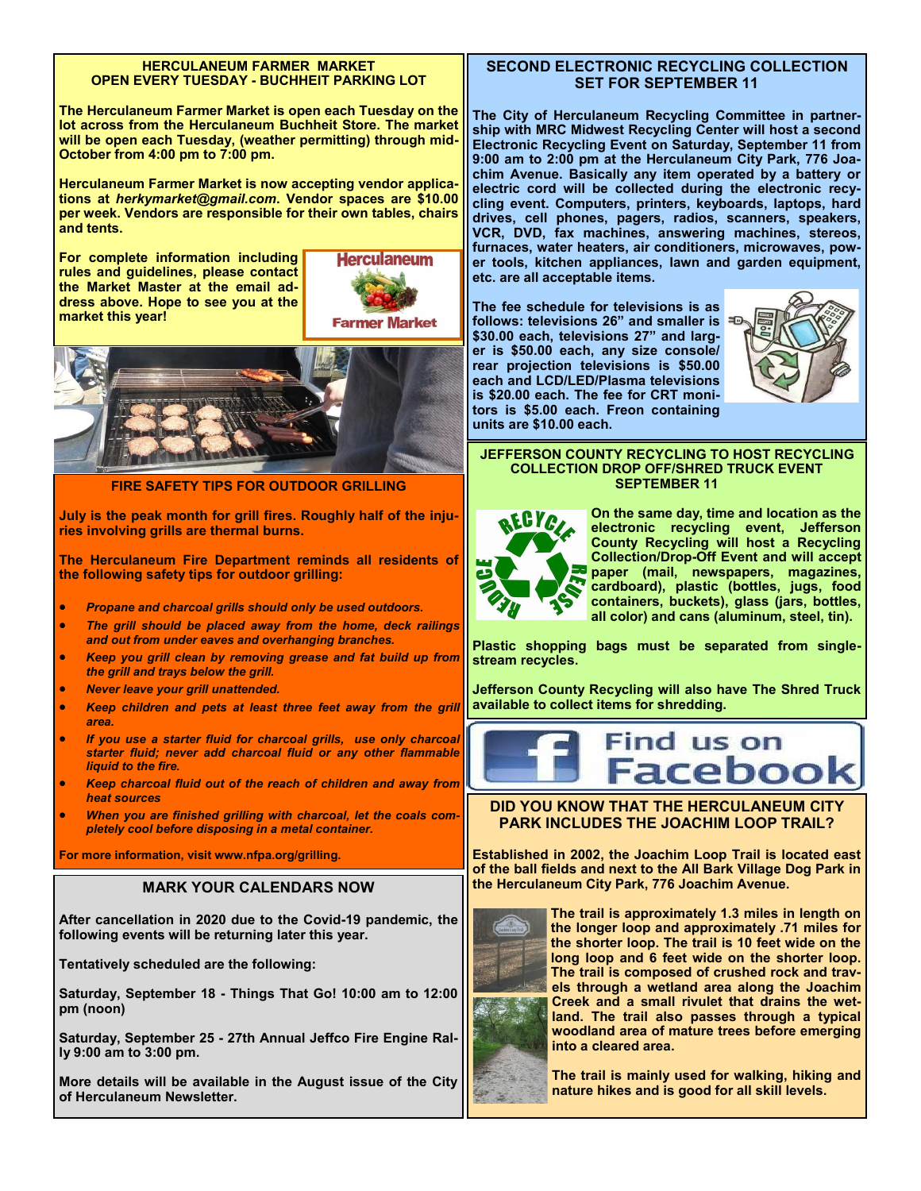## HERCULANEUM FARMER MARKET
## OPEN EVERY TUESDAY - BUCHHEIT PARKING LOT

**The Herculaneum Farmer Market is open each Tuesday on the lot across from the Herculaneum Buchheit Store. The market will be open each Tuesday, (weather permitting) through mid-October from 4:00 pm to 7:00 pm.**

**Herculaneum Farmer Market is now accepting vendor applications at *herkymarket@gmail.com*. Vendor spaces are $10.00 per week. Vendors are responsible for their own tables, chairs and tents.**

**For complete information including rules and guidelines, please contact the Market Master at the email address above. Hope to see you at the market this year!**

Herculaneum Farmer Market

## FIRE SAFETY TIPS FOR OUTDOOR GRILLING

**July is the peak month for grill fires. Roughly half of the injuries involving grills are thermal burns.**

**The Herculaneum Fire Department reminds all residents of the following safety tips for outdoor grilling:**

- ***Propane and charcoal grills should only be used outdoors.***
- ***The grill should be placed away from the home, deck railings and out from under eaves and overhanging branches.***
- ***Keep you grill clean by removing grease and fat build up from the grill and trays below the grill.***
- ***Never leave your grill unattended.***
- ***Keep children and pets at least three feet away from the grill area.***
- ***If you use a starter fluid for charcoal grills, use only charcoal starter fluid; never add charcoal fluid or any other flammable liquid to the fire.***
- ***Keep charcoal fluid out of the reach of children and away from heat sources***
- ***When you are finished grilling with charcoal, let the coals completely cool before disposing in a metal container.***

**For more information, visit www.nfpa.org/grilling.**

## MARK YOUR CALENDARS NOW

**After cancellation in 2020 due to the Covid-19 pandemic, the following events will be returning later this year.**

**Tentatively scheduled are the following:**

**Saturday, September 18 - Things That Go! 10:00 am to 12:00 pm (noon)**

**Saturday, September 25 - 27th Annual Jeffco Fire Engine Rally 9:00 am to 3:00 pm.**

**More details will be available in the August issue of the City of Herculaneum Newsletter.**

## SECOND ELECTRONIC RECYCLING COLLECTION SET FOR SEPTEMBER 11

**The City of Herculaneum Recycling Committee in partnership with MRC Midwest Recycling Center will host a second Electronic Recycling Event on Saturday, September 11 from 9:00 am to 2:00 pm at the Herculaneum City Park, 776 Joachim Avenue. Basically any item operated by a battery or electric cord will be collected during the electronic recycling event. Computers, printers, keyboards, laptops, hard drives, cell phones, pagers, radios, scanners, speakers, VCR, DVD, fax machines, answering machines, stereos, furnaces, water heaters, air conditioners, microwaves, power tools, kitchen appliances, lawn and garden equipment, etc. are all acceptable items.**

**The fee schedule for televisions is as follows: televisions 26" and smaller is $30.00 each, televisions 27" and larger is $50.00 each, any size console/rear projection televisions is $50.00 each and LCD/LED/Plasma televisions is $20.00 each. The fee for CRT monitors is $5.00 each. Freon containing units are $10.00 each.**

## JEFFERSON COUNTY RECYCLING TO HOST RECYCLING COLLECTION DROP OFF/SHRED TRUCK EVENT SEPTEMBER 11

**On the same day, time and location as the electronic recycling event, Jefferson County Recycling will host a Recycling Collection/Drop-Off Event and will accept paper (mail, newspapers, magazines, cardboard), plastic (bottles, jugs, food containers, buckets), glass (jars, bottles, all color) and cans (aluminum, steel, tin).**

**Plastic shopping bags must be separated from single-stream recycles.**

**Jefferson County Recycling will also have The Shred Truck available to collect items for shredding.**

Find us on Facebook

## DID YOU KNOW THAT THE HERCULANEUM CITY PARK INCLUDES THE JOACHIM LOOP TRAIL?

**Established in 2002, the Joachim Loop Trail is located east of the ball fields and next to the All Bark Village Dog Park in the Herculaneum City Park, 776 Joachim Avenue.**

**The trail is approximately 1.3 miles in length on the longer loop and approximately .71 miles for the shorter loop. The trail is 10 feet wide on the long loop and 6 feet wide on the shorter loop. The trail is composed of crushed rock and travels through a wetland area along the Joachim Creek and a small rivulet that drains the wetland. The trail also passes through a typical woodland area of mature trees before emerging into a cleared area.**

**The trail is mainly used for walking, hiking and nature hikes and is good for all skill levels.**